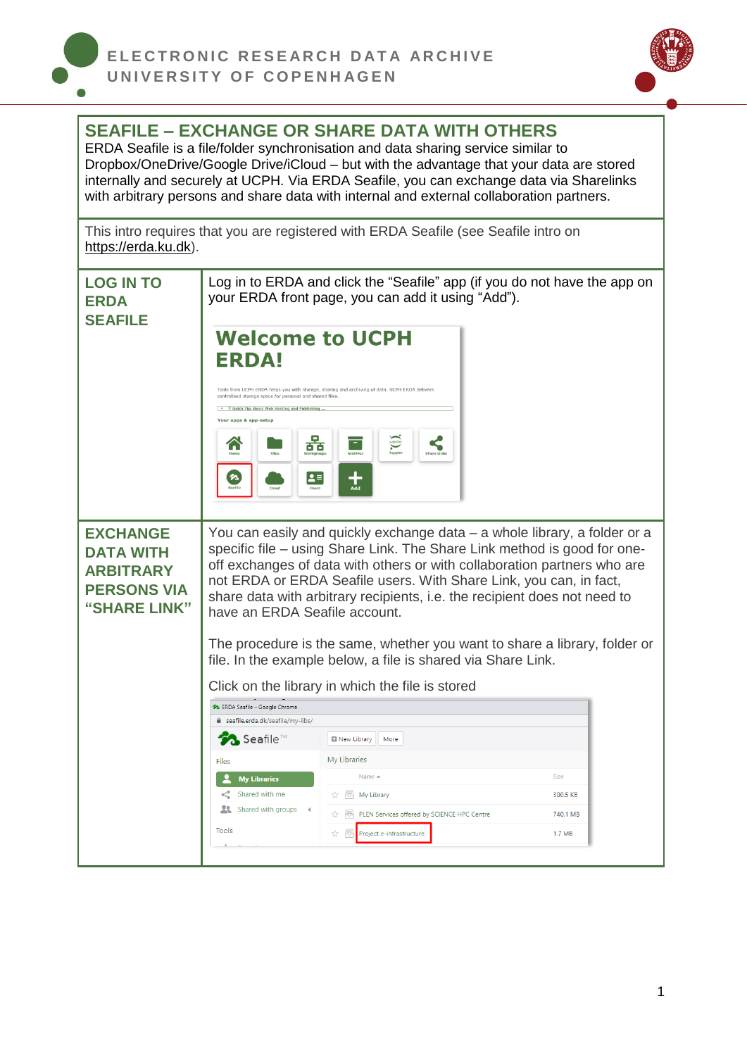# SEAFILE – EXCHANGE OR SHARE DATA WITH OTHERS

ERDA Seafile is a file/folder synchronisation and data sharing service similar to Dropbox/OneDrive/Google Drive/iCloud – but with the advantage that your data are stored internally and securely at UCPH. Via ERDA Seafile, you can exchange data via Sharelinks with arbitrary persons and share data with internal and external collaboration partners.

This intro requires that you are registered with ERDA Seafile (see Seafile intro on https://erda.ku.dk).

## LOG IN TO ERDA SEAFILE

Log in to ERDA and click the "Seafile" app (if you do not have the app on your ERDA front page, you can add it using "Add").

## EXCHANGE DATA WITH ARBITRARY PERSONS VIA "SHARE LINK"

You can easily and quickly exchange data – a whole library, a folder or a specific file – using Share Link. The Share Link method is good for one-off exchanges of data with others or with collaboration partners who are not ERDA or ERDA Seafile users. With Share Link, you can, in fact, share data with arbitrary recipients, i.e. the recipient does not need to have an ERDA Seafile account.

The procedure is the same, whether you want to share a library, folder or file. In the example below, a file is shared via Share Link.

Click on the library in which the file is stored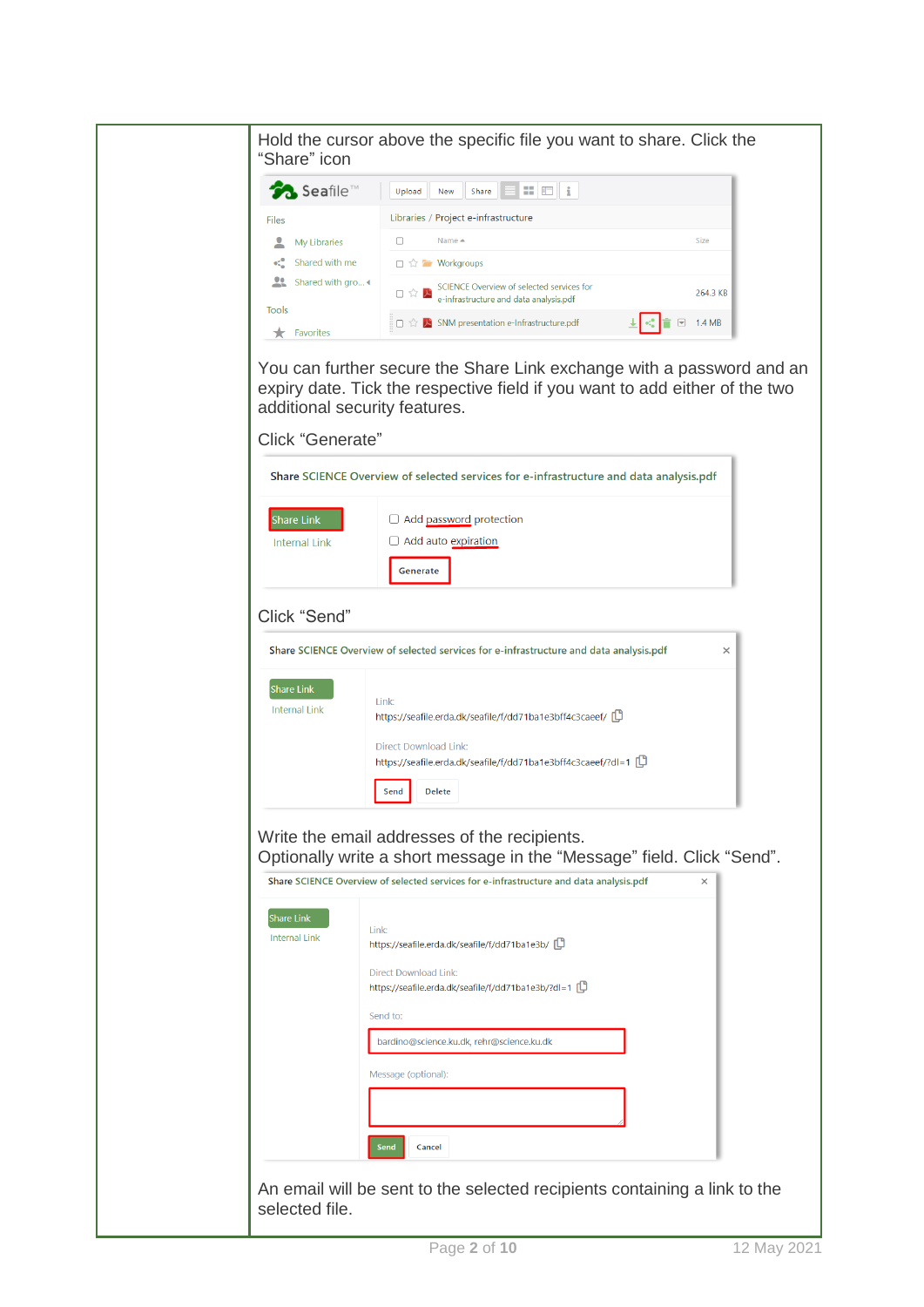Hold the cursor above the specific file you want to share. Click the "Share" icon

You can further secure the Share Link exchange with a password and an expiry date. Tick the respective field if you want to add either of the two additional security features.

Click "Generate"

Click "Send"

Write the email addresses of the recipients.
Optionally write a short message in the "Message" field. Click "Send".

An email will be sent to the selected recipients containing a link to the selected file.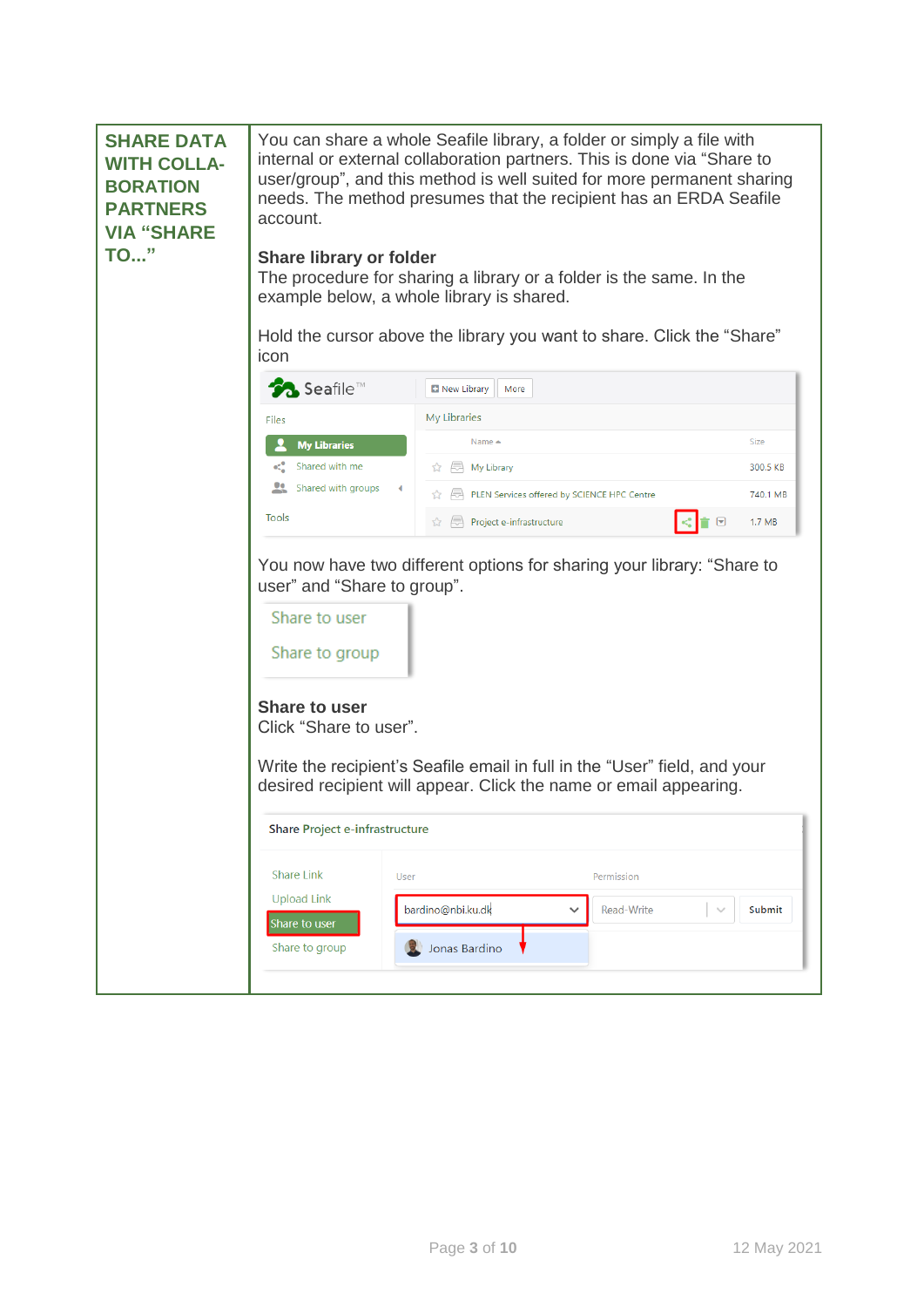**SHARE DATA WITH COLLABORATION PARTNERS VIA "SHARE TO..."**

You can share a whole Seafile library, a folder or simply a file with internal or external collaboration partners. This is done via "Share to user/group", and this method is well suited for more permanent sharing needs. The method presumes that the recipient has an ERDA Seafile account.

**Share library or folder**

The procedure for sharing a library or a folder is the same. In the example below, a whole library is shared.

Hold the cursor above the library you want to share. Click the "Share" icon

You now have two different options for sharing your library: "Share to user" and "Share to group".

**Share to user**

Click "Share to user".

Write the recipient's Seafile email in full in the "User" field, and your desired recipient will appear. Click the name or email appearing.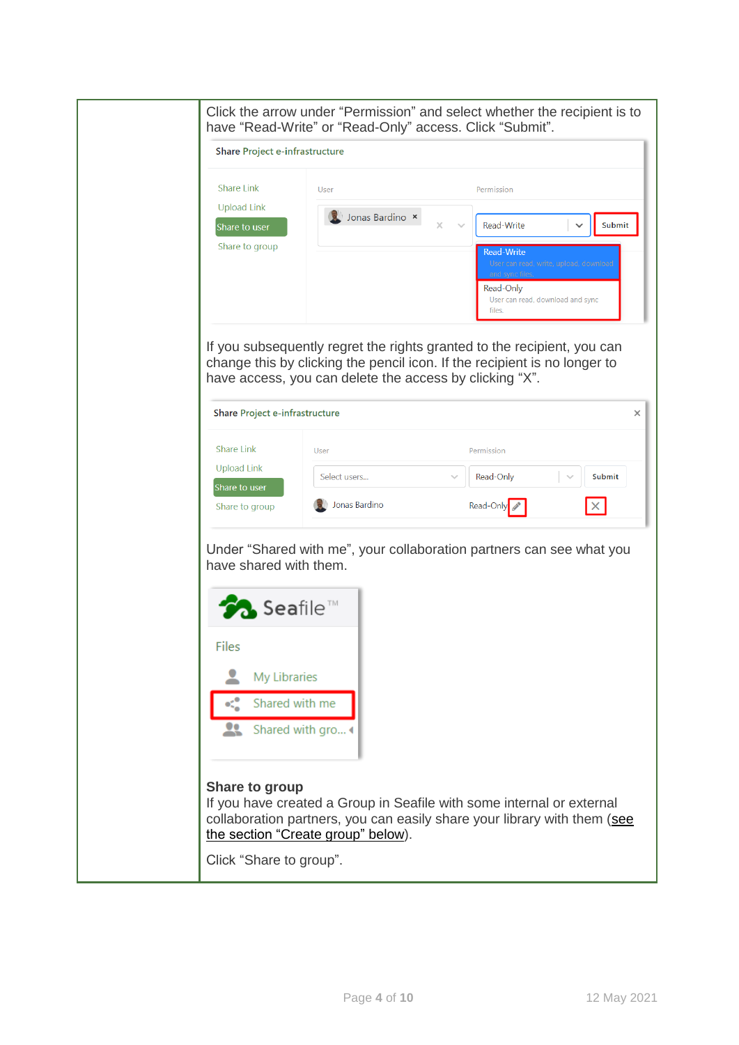Click the arrow under “Permission” and select whether the recipient is to have “Read-Write” or “Read-Only” access. Click “Submit”.

If you subsequently regret the rights granted to the recipient, you can change this by clicking the pencil icon. If the recipient is no longer to have access, you can delete the access by clicking “X”.

Under “Shared with me”, your collaboration partners can see what you have shared with them.

**Share to group**

If you have created a Group in Seafile with some internal or external collaboration partners, you can easily share your library with them (see the section “Create group” below).

Click “Share to group”.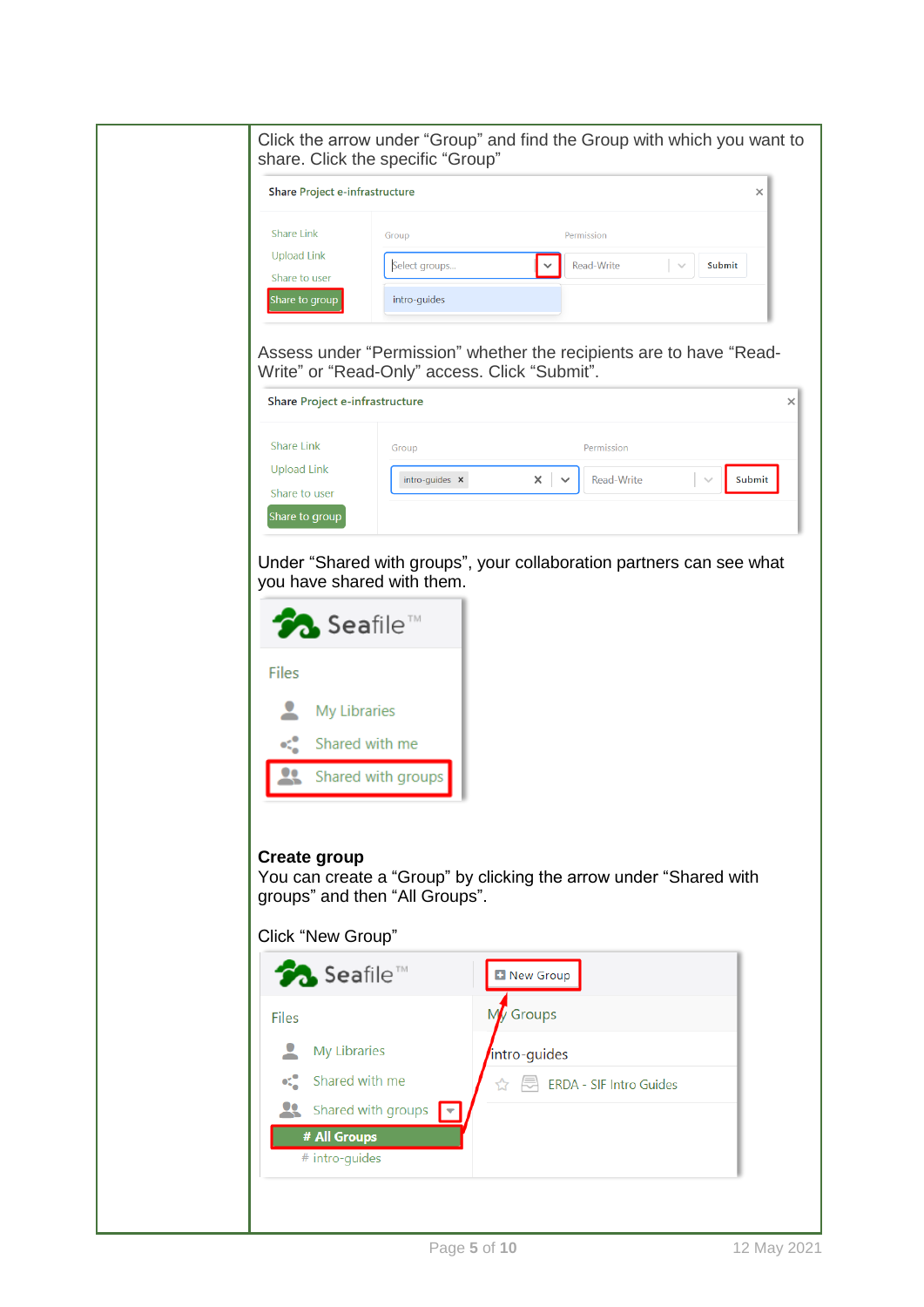Click the arrow under “Group” and find the Group with which you want to share. Click the specific “Group”

Assess under “Permission” whether the recipients are to have “Read-Write” or “Read-Only” access. Click “Submit”.

Under “Shared with groups”, your collaboration partners can see what you have shared with them.

**Create group**

You can create a “Group” by clicking the arrow under “Shared with groups” and then “All Groups”.

Click “New Group”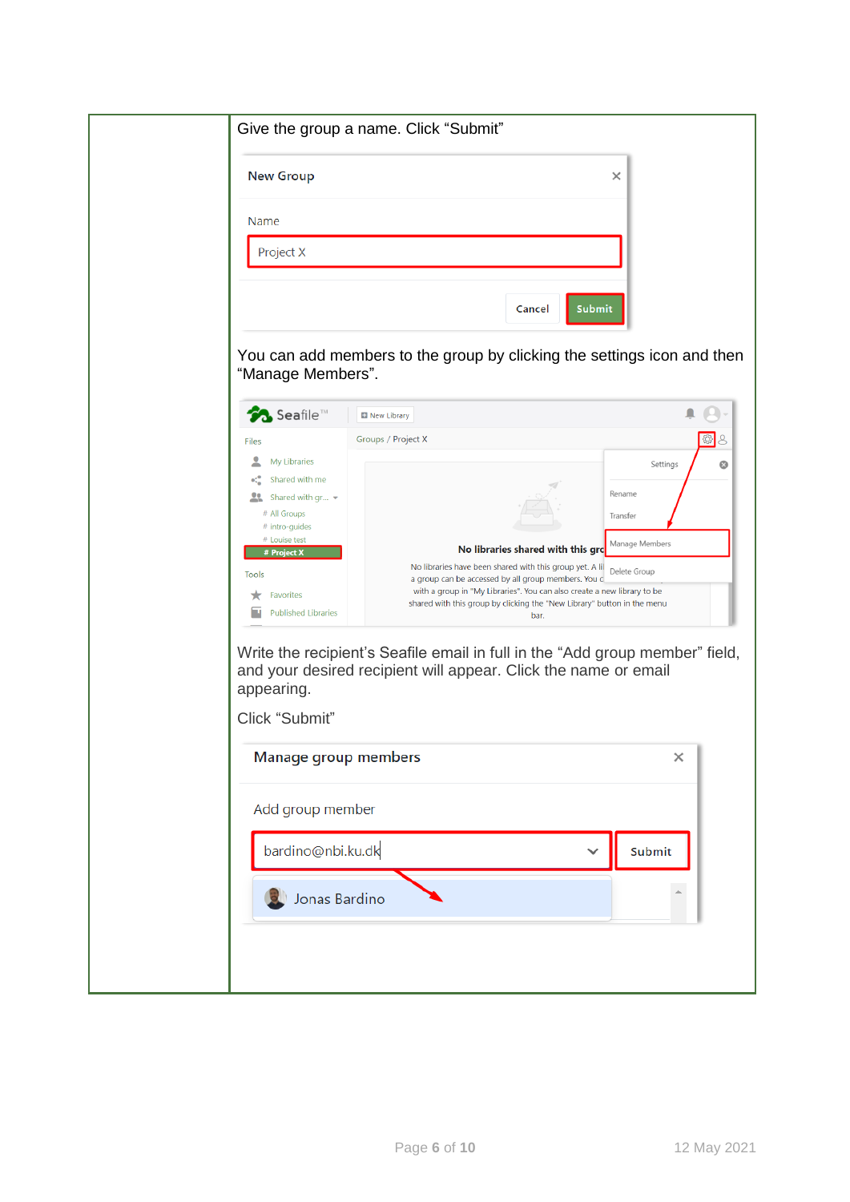| | Give the group a name. Click "Submit"<br><br>You can add members to the group by clicking the settings icon and then "Manage Members".<br><br>Write the recipient's Seafile email in full in the "Add group member" field, and your desired recipient will appear. Click the name or email appearing.<br><br>Click "Submit" |
|---|---|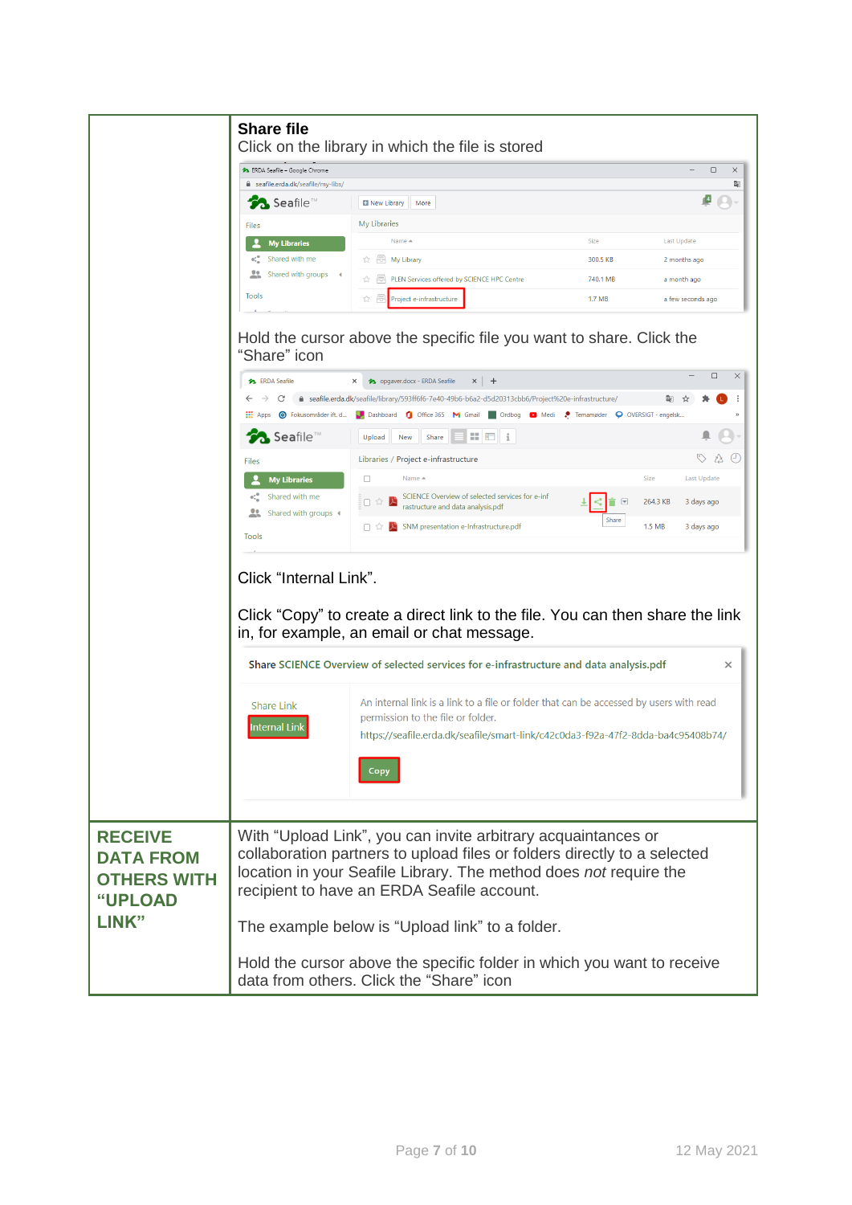| | **Share file**<br>Click on the library in which the file is stored<br><br>Hold the cursor above the specific file you want to share. Click the "Share" icon<br><br>Click "Internal Link".<br><br>Click "Copy" to create a direct link to the file. You can then share the link in, for example, an email or chat message. |
|---|---|
| **RECEIVE DATA FROM OTHERS WITH "UPLOAD LINK"** | With "Upload Link", you can invite arbitrary acquaintances or collaboration partners to upload files or folders directly to a selected location in your Seafile Library. The method does *not* require the recipient to have an ERDA Seafile account.<br><br>The example below is "Upload link" to a folder.<br><br>Hold the cursor above the specific folder in which you want to receive data from others. Click the "Share" icon |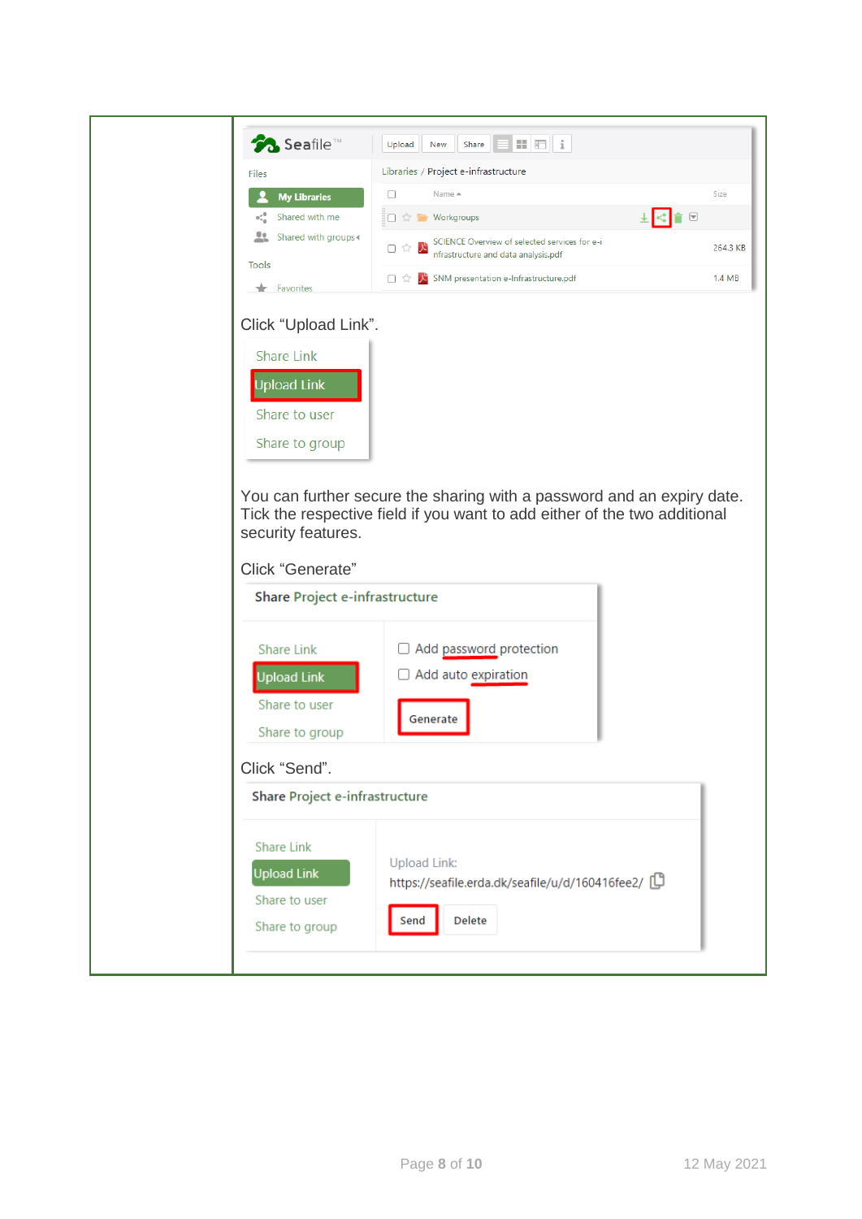Click "Upload Link".

You can further secure the sharing with a password and an expiry date. Tick the respective field if you want to add either of the two additional security features.

Click "Generate"

Click "Send".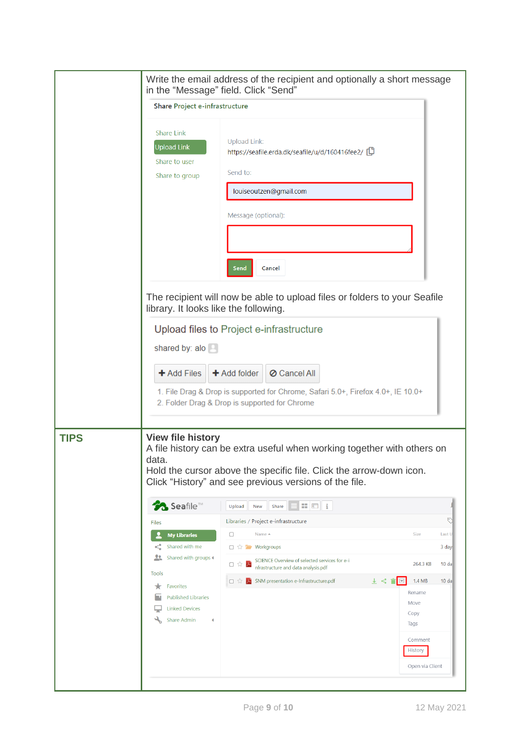| | |
|---|---|
| | Write the email address of the recipient and optionally a short message in the "Message" field. Click "Send"<br><br>The recipient will now be able to upload files or folders to your Seafile library. It looks like the following. |
| **TIPS** | **View file history**<br>A file history can be extra useful when working together with others on data.<br>Hold the cursor above the specific file. Click the arrow-down icon. Click "History" and see previous versions of the file. |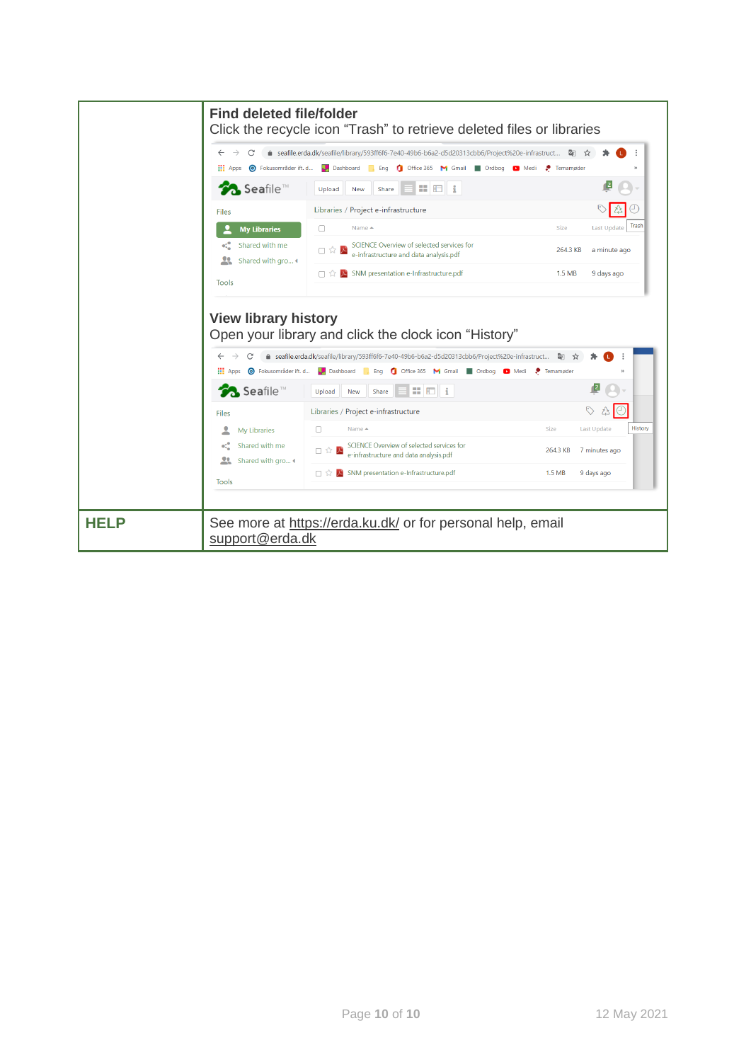| | |
|---|---|
| | **Find deleted file/folder**<br>Click the recycle icon “Trash” to retrieve deleted files or libraries<br><br>**View library history**<br>Open your library and click the clock icon “History” |
| **HELP** | See more at https://erda.ku.dk/ or for personal help, email support@erda.dk |